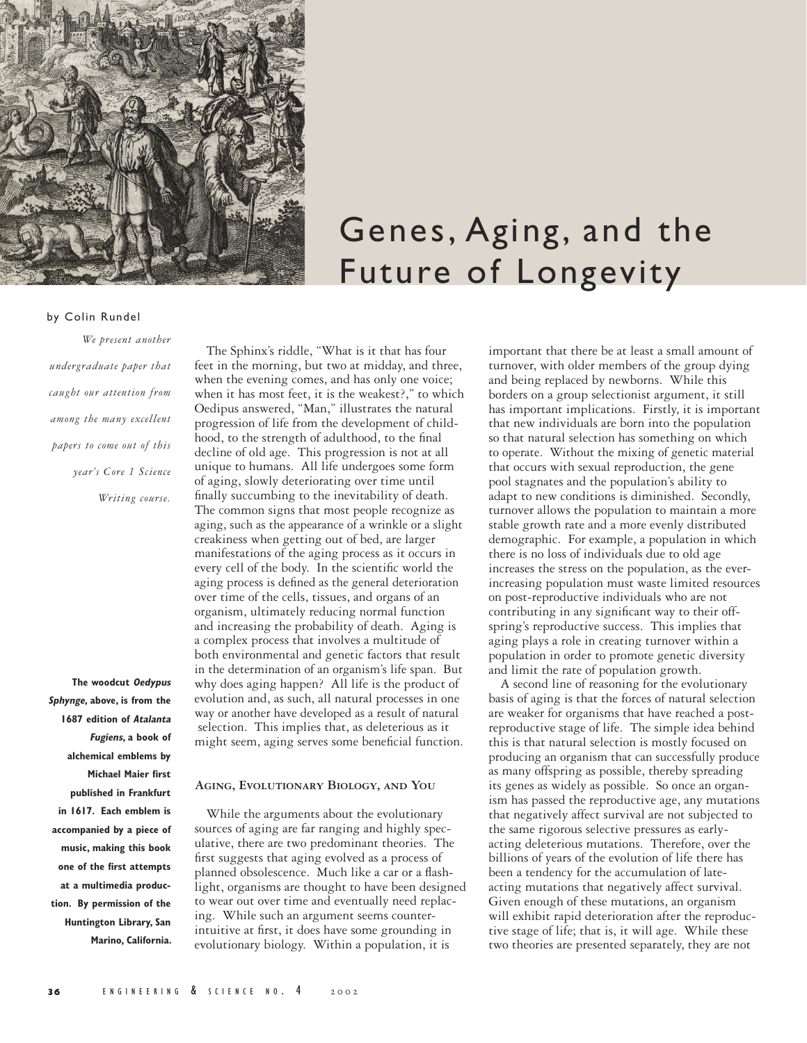# Genes, Aging, and the Future of Longevity

by Colin Rundel

*We present another undergraduate paper that caught our attention from among the many excellent papers to come out of this year's Core 1 Science Writing course.*

**The woodcut *Oedypus Sphynge*, above, is from the 1687 edition of *Atalanta Fugiens*, a book of alchemical emblems by Michael Maier first published in Frankfurt in 1617. Each emblem is accompanied by a piece of music, making this book one of the first attempts at a multimedia production. By permission of the Huntington Library, San Marino, California.**

The Sphinx's riddle, "What is it that has four feet in the morning, but two at midday, and three, when the evening comes, and has only one voice; when it has most feet, it is the weakest?," to which Oedipus answered, "Man," illustrates the natural progression of life from the development of childhood, to the strength of adulthood, to the final decline of old age. This progression is not at all unique to humans. All life undergoes some form of aging, slowly deteriorating over time until finally succumbing to the inevitability of death. The common signs that most people recognize as aging, such as the appearance of a wrinkle or a slight creakiness when getting out of bed, are larger manifestations of the aging process as it occurs in every cell of the body. In the scientific world the aging process is defined as the general deterioration over time of the cells, tissues, and organs of an organism, ultimately reducing normal function and increasing the probability of death. Aging is a complex process that involves a multitude of both environmental and genetic factors that result in the determination of an organism's life span. But why does aging happen? All life is the product of evolution and, as such, all natural processes in one way or another have developed as a result of natural selection. This implies that, as deleterious as it might seem, aging serves some beneficial function.

## Aging, Evolutionary Biology, and You

While the arguments about the evolutionary sources of aging are far ranging and highly speculative, there are two predominant theories. The first suggests that aging evolved as a process of planned obsolescence. Much like a car or a flashlight, organisms are thought to have been designed to wear out over time and eventually need replacing. While such an argument seems counterintuitive at first, it does have some grounding in evolutionary biology. Within a population, it is important that there be at least a small amount of turnover, with older members of the group dying and being replaced by newborns. While this borders on a group selectionist argument, it still has important implications. Firstly, it is important that new individuals are born into the population so that natural selection has something on which to operate. Without the mixing of genetic material that occurs with sexual reproduction, the gene pool stagnates and the population's ability to adapt to new conditions is diminished. Secondly, turnover allows the population to maintain a more stable growth rate and a more evenly distributed demographic. For example, a population in which there is no loss of individuals due to old age increases the stress on the population, as the ever-increasing population must waste limited resources on post-reproductive individuals who are not contributing in any significant way to their offspring's reproductive success. This implies that aging plays a role in creating turnover within a population in order to promote genetic diversity and limit the rate of population growth.

A second line of reasoning for the evolutionary basis of aging is that the forces of natural selection are weaker for organisms that have reached a post-reproductive stage of life. The simple idea behind this is that natural selection is mostly focused on producing an organism that can successfully produce as many offspring as possible, thereby spreading its genes as widely as possible. So once an organism has passed the reproductive age, any mutations that negatively affect survival are not subjected to the same rigorous selective pressures as early-acting deleterious mutations. Therefore, over the billions of years of the evolution of life there has been a tendency for the accumulation of late-acting mutations that negatively affect survival. Given enough of these mutations, an organism will exhibit rapid deterioration after the reproductive stage of life; that is, it will age. While these two theories are presented separately, they are not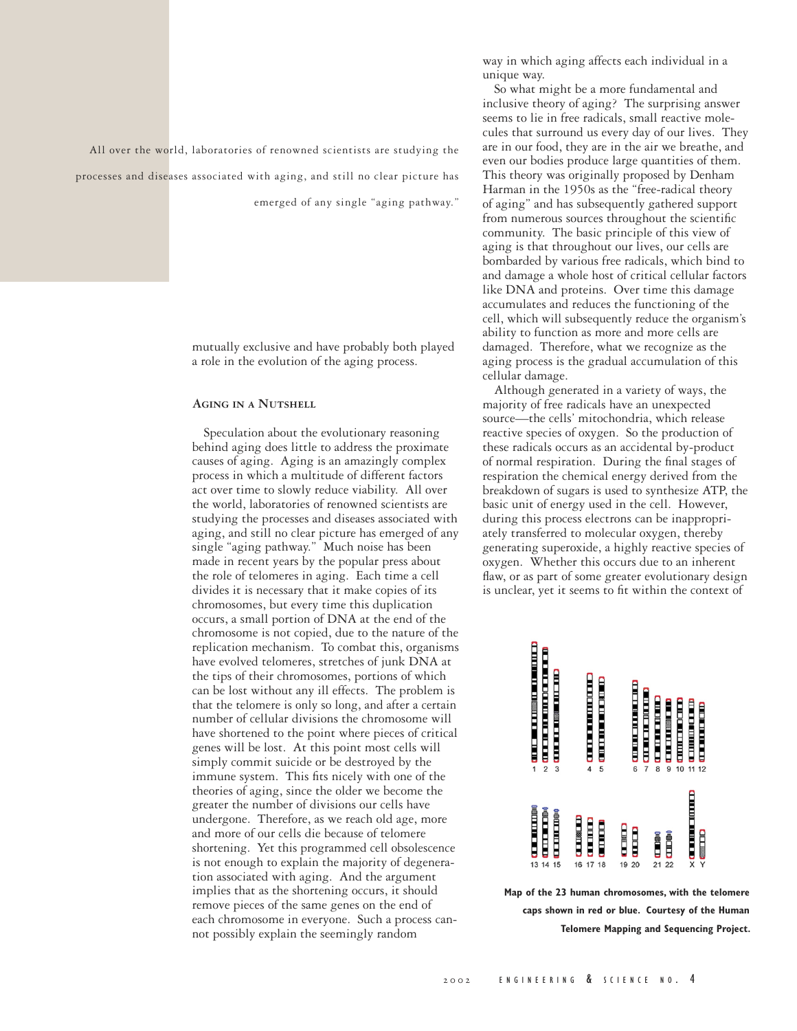All over the world, laboratories of renowned scientists are studying the processes and diseases associated with aging, and still no clear picture has emerged of any single "aging pathway."

mutually exclusive and have probably both played a role in the evolution of the aging process.

## Aging in a Nutshell

Speculation about the evolutionary reasoning behind aging does little to address the proximate causes of aging. Aging is an amazingly complex process in which a multitude of different factors act over time to slowly reduce viability. All over the world, laboratories of renowned scientists are studying the processes and diseases associated with aging, and still no clear picture has emerged of any single "aging pathway." Much noise has been made in recent years by the popular press about the role of telomeres in aging. Each time a cell divides it is necessary that it make copies of its chromosomes, but every time this duplication occurs, a small portion of DNA at the end of the chromosome is not copied, due to the nature of the replication mechanism. To combat this, organisms have evolved telomeres, stretches of junk DNA at the tips of their chromosomes, portions of which can be lost without any ill effects. The problem is that the telomere is only so long, and after a certain number of cellular divisions the chromosome will have shortened to the point where pieces of critical genes will be lost. At this point most cells will simply commit suicide or be destroyed by the immune system. This fits nicely with one of the theories of aging, since the older we become the greater the number of divisions our cells have undergone. Therefore, as we reach old age, more and more of our cells die because of telomere shortening. Yet this programmed cell obsolescence is not enough to explain the majority of degeneration associated with aging. And the argument implies that as the shortening occurs, it should remove pieces of the same genes on the end of each chromosome in everyone. Such a process cannot possibly explain the seemingly random way in which aging affects each individual in a unique way.

So what might be a more fundamental and inclusive theory of aging? The surprising answer seems to lie in free radicals, small reactive molecules that surround us every day of our lives. They are in our food, they are in the air we breathe, and even our bodies produce large quantities of them. This theory was originally proposed by Denham Harman in the 1950s as the "free-radical theory of aging" and has subsequently gathered support from numerous sources throughout the scientific community. The basic principle of this view of aging is that throughout our lives, our cells are bombarded by various free radicals, which bind to and damage a whole host of critical cellular factors like DNA and proteins. Over time this damage accumulates and reduces the functioning of the cell, which will subsequently reduce the organism's ability to function as more and more cells are damaged. Therefore, what we recognize as the aging process is the gradual accumulation of this cellular damage.

Although generated in a variety of ways, the majority of free radicals have an unexpected source—the cells' mitochondria, which release reactive species of oxygen. So the production of these radicals occurs as an accidental by-product of normal respiration. During the final stages of respiration the chemical energy derived from the breakdown of sugars is used to synthesize ATP, the basic unit of energy used in the cell. However, during this process electrons can be inappropriately transferred to molecular oxygen, thereby generating superoxide, a highly reactive species of oxygen. Whether this occurs due to an inherent flaw, or as part of some greater evolutionary design is unclear, yet it seems to fit within the context of

**Map of the 23 human chromosomes, with the telomere caps shown in red or blue. Courtesy of the Human Telomere Mapping and Sequencing Project.**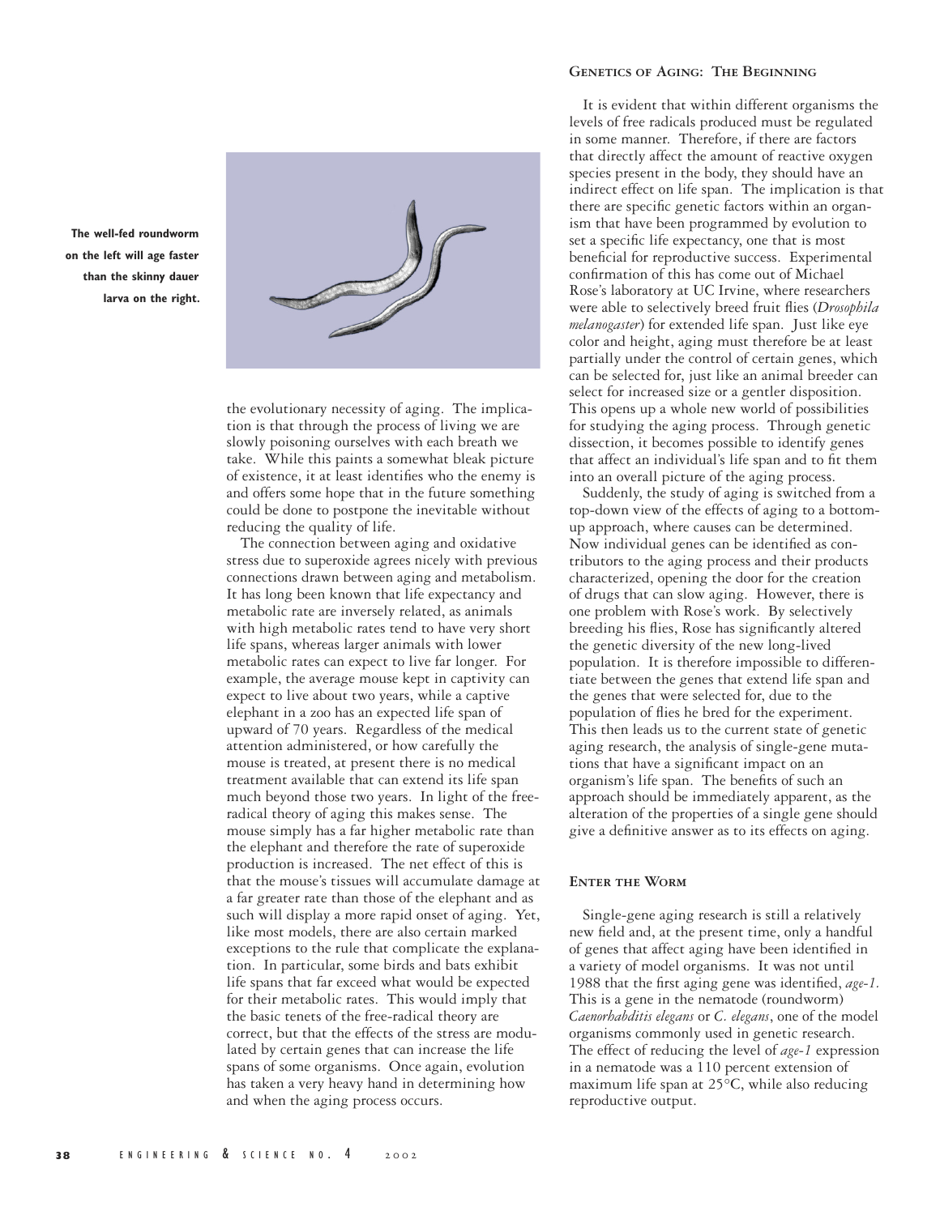The well-fed roundworm on the left will age faster than the skinny dauer larva on the right.

the evolutionary necessity of aging. The implication is that through the process of living we are slowly poisoning ourselves with each breath we take. While this paints a somewhat bleak picture of existence, it at least identifies who the enemy is and offers some hope that in the future something could be done to postpone the inevitable without reducing the quality of life.

The connection between aging and oxidative stress due to superoxide agrees nicely with previous connections drawn between aging and metabolism. It has long been known that life expectancy and metabolic rate are inversely related, as animals with high metabolic rates tend to have very short life spans, whereas larger animals with lower metabolic rates can expect to live far longer. For example, the average mouse kept in captivity can expect to live about two years, while a captive elephant in a zoo has an expected life span of upward of 70 years. Regardless of the medical attention administered, or how carefully the mouse is treated, at present there is no medical treatment available that can extend its life span much beyond those two years. In light of the free-radical theory of aging this makes sense. The mouse simply has a far higher metabolic rate than the elephant and therefore the rate of superoxide production is increased. The net effect of this is that the mouse's tissues will accumulate damage at a far greater rate than those of the elephant and as such will display a more rapid onset of aging. Yet, like most models, there are also certain marked exceptions to the rule that complicate the explanation. In particular, some birds and bats exhibit life spans that far exceed what would be expected for their metabolic rates. This would imply that the basic tenets of the free-radical theory are correct, but that the effects of the stress are modulated by certain genes that can increase the life spans of some organisms. Once again, evolution has taken a very heavy hand in determining how and when the aging process occurs.

## Genetics of Aging: The Beginning

It is evident that within different organisms the levels of free radicals produced must be regulated in some manner. Therefore, if there are factors that directly affect the amount of reactive oxygen species present in the body, they should have an indirect effect on life span. The implication is that there are specific genetic factors within an organism that have been programmed by evolution to set a specific life expectancy, one that is most beneficial for reproductive success. Experimental confirmation of this has come out of Michael Rose's laboratory at UC Irvine, where researchers were able to selectively breed fruit flies (*Drosophila melanogaster*) for extended life span. Just like eye color and height, aging must therefore be at least partially under the control of certain genes, which can be selected for, just like an animal breeder can select for increased size or a gentler disposition. This opens up a whole new world of possibilities for studying the aging process. Through genetic dissection, it becomes possible to identify genes that affect an individual's life span and to fit them into an overall picture of the aging process.

Suddenly, the study of aging is switched from a top-down view of the effects of aging to a bottom-up approach, where causes can be determined. Now individual genes can be identified as contributors to the aging process and their products characterized, opening the door for the creation of drugs that can slow aging. However, there is one problem with Rose's work. By selectively breeding his flies, Rose has significantly altered the genetic diversity of the new long-lived population. It is therefore impossible to differentiate between the genes that extend life span and the genes that were selected for, due to the population of flies he bred for the experiment. This then leads us to the current state of genetic aging research, the analysis of single-gene mutations that have a significant impact on an organism's life span. The benefits of such an approach should be immediately apparent, as the alteration of the properties of a single gene should give a definitive answer as to its effects on aging.

## Enter the Worm

Single-gene aging research is still a relatively new field and, at the present time, only a handful of genes that affect aging have been identified in a variety of model organisms. It was not until 1988 that the first aging gene was identified, *age-1*. This is a gene in the nematode (roundworm) *Caenorhabditis elegans* or *C. elegans*, one of the model organisms commonly used in genetic research. The effect of reducing the level of *age-1* expression in a nematode was a 110 percent extension of maximum life span at 25°C, while also reducing reproductive output.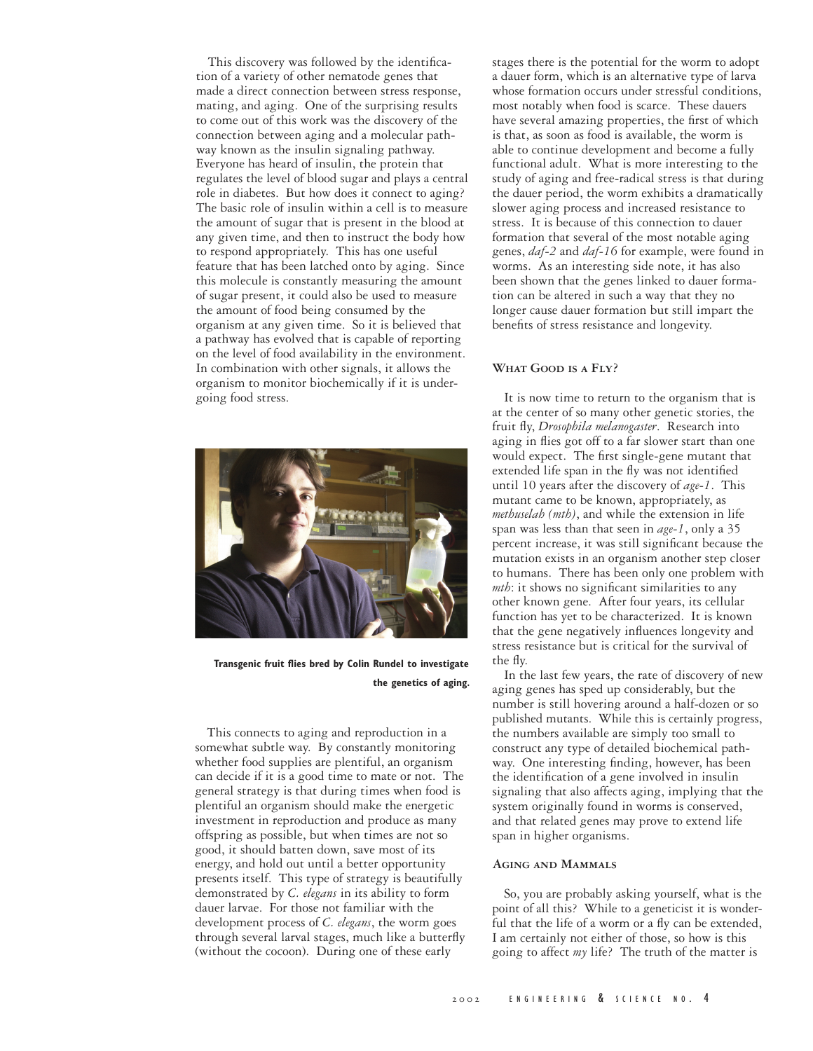This discovery was followed by the identification of a variety of other nematode genes that made a direct connection between stress response, mating, and aging. One of the surprising results to come out of this work was the discovery of the connection between aging and a molecular pathway known as the insulin signaling pathway. Everyone has heard of insulin, the protein that regulates the level of blood sugar and plays a central role in diabetes. But how does it connect to aging? The basic role of insulin within a cell is to measure the amount of sugar that is present in the blood at any given time, and then to instruct the body how to respond appropriately. This has one useful feature that has been latched onto by aging. Since this molecule is constantly measuring the amount of sugar present, it could also be used to measure the amount of food being consumed by the organism at any given time. So it is believed that a pathway has evolved that is capable of reporting on the level of food availability in the environment. In combination with other signals, it allows the organism to monitor biochemically if it is undergoing food stress.

**Transgenic fruit flies bred by Colin Rundel to investigate the genetics of aging.**

This connects to aging and reproduction in a somewhat subtle way. By constantly monitoring whether food supplies are plentiful, an organism can decide if it is a good time to mate or not. The general strategy is that during times when food is plentiful an organism should make the energetic investment in reproduction and produce as many offspring as possible, but when times are not so good, it should batten down, save most of its energy, and hold out until a better opportunity presents itself. This type of strategy is beautifully demonstrated by *C. elegans* in its ability to form dauer larvae. For those not familiar with the development process of *C. elegans*, the worm goes through several larval stages, much like a butterfly (without the cocoon). During one of these early stages there is the potential for the worm to adopt a dauer form, which is an alternative type of larva whose formation occurs under stressful conditions, most notably when food is scarce. These dauers have several amazing properties, the first of which is that, as soon as food is available, the worm is able to continue development and become a fully functional adult. What is more interesting to the study of aging and free-radical stress is that during the dauer period, the worm exhibits a dramatically slower aging process and increased resistance to stress. It is because of this connection to dauer formation that several of the most notable aging genes, *daf-2* and *daf-16* for example, were found in worms. As an interesting side note, it has also been shown that the genes linked to dauer formation can be altered in such a way that they no longer cause dauer formation but still impart the benefits of stress resistance and longevity.

## What Good is a Fly?

It is now time to return to the organism that is at the center of so many other genetic stories, the fruit fly, *Drosophila melanogaster*. Research into aging in flies got off to a far slower start than one would expect. The first single-gene mutant that extended life span in the fly was not identified until 10 years after the discovery of *age-1*. This mutant came to be known, appropriately, as *methuselah (mth)*, and while the extension in life span was less than that seen in *age-1*, only a 35 percent increase, it was still significant because the mutation exists in an organism another step closer to humans. There has been only one problem with *mth*: it shows no significant similarities to any other known gene. After four years, its cellular function has yet to be characterized. It is known that the gene negatively influences longevity and stress resistance but is critical for the survival of the fly.

In the last few years, the rate of discovery of new aging genes has sped up considerably, but the number is still hovering around a half-dozen or so published mutants. While this is certainly progress, the numbers available are simply too small to construct any type of detailed biochemical pathway. One interesting finding, however, has been the identification of a gene involved in insulin signaling that also affects aging, implying that the system originally found in worms is conserved, and that related genes may prove to extend life span in higher organisms.

## Aging and Mammals

So, you are probably asking yourself, what is the point of all this? While to a geneticist it is wonderful that the life of a worm or a fly can be extended, I am certainly not either of those, so how is this going to affect *my* life? The truth of the matter is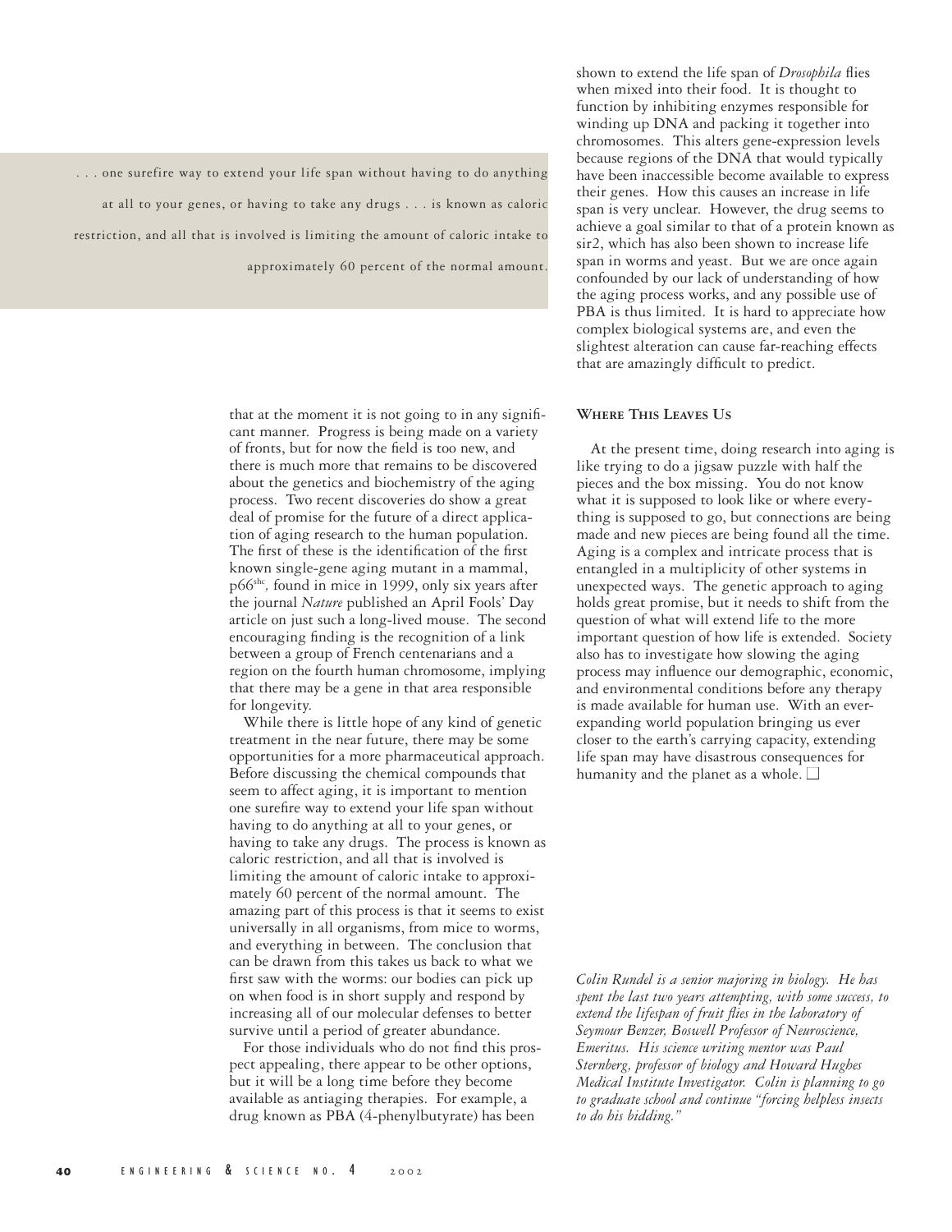> . . . one surefire way to extend your life span without having to do anything at all to your genes, or having to take any drugs . . . is known as caloric restriction, and all that is involved is limiting the amount of caloric intake to approximately 60 percent of the normal amount.

that at the moment it is not going to in any significant manner. Progress is being made on a variety of fronts, but for now the field is too new, and there is much more that remains to be discovered about the genetics and biochemistry of the aging process. Two recent discoveries do show a great deal of promise for the future of a direct application of aging research to the human population. The first of these is the identification of the first known single-gene aging mutant in a mammal, $p66^{shc}$, found in mice in 1999, only six years after the journal *Nature* published an April Fools' Day article on just such a long-lived mouse. The second encouraging finding is the recognition of a link between a group of French centenarians and a region on the fourth human chromosome, implying that there may be a gene in that area responsible for longevity.

While there is little hope of any kind of genetic treatment in the near future, there may be some opportunities for a more pharmaceutical approach. Before discussing the chemical compounds that seem to affect aging, it is important to mention one surefire way to extend your life span without having to do anything at all to your genes, or having to take any drugs. The process is known as caloric restriction, and all that is involved is limiting the amount of caloric intake to approximately 60 percent of the normal amount. The amazing part of this process is that it seems to exist universally in all organisms, from mice to worms, and everything in between. The conclusion that can be drawn from this takes us back to what we first saw with the worms: our bodies can pick up on when food is in short supply and respond by increasing all of our molecular defenses to better survive until a period of greater abundance.

For those individuals who do not find this prospect appealing, there appear to be other options, but it will be a long time before they become available as antiaging therapies. For example, a drug known as PBA (4-phenylbutyrate) has been shown to extend the life span of *Drosophila* flies when mixed into their food. It is thought to function by inhibiting enzymes responsible for winding up DNA and packing it together into chromosomes. This alters gene-expression levels because regions of the DNA that would typically have been inaccessible become available to express their genes. How this causes an increase in life span is very unclear. However, the drug seems to achieve a goal similar to that of a protein known as sir2, which has also been shown to increase life span in worms and yeast. But we are once again confounded by our lack of understanding of how the aging process works, and any possible use of PBA is thus limited. It is hard to appreciate how complex biological systems are, and even the slightest alteration can cause far-reaching effects that are amazingly difficult to predict.

## Where This Leaves Us

At the present time, doing research into aging is like trying to do a jigsaw puzzle with half the pieces and the box missing. You do not know what it is supposed to look like or where everything is supposed to go, but connections are being made and new pieces are being found all the time. Aging is a complex and intricate process that is entangled in a multiplicity of other systems in unexpected ways. The genetic approach to aging holds great promise, but it needs to shift from the question of what will extend life to the more important question of how life is extended. Society also has to investigate how slowing the aging process may influence our demographic, economic, and environmental conditions before any therapy is made available for human use. With an ever-expanding world population bringing us ever closer to the earth's carrying capacity, extending life span may have disastrous consequences for humanity and the planet as a whole. □

*Colin Rundel is a senior majoring in biology. He has spent the last two years attempting, with some success, to extend the lifespan of fruit flies in the laboratory of Seymour Benzer, Boswell Professor of Neuroscience, Emeritus. His science writing mentor was Paul Sternberg, professor of biology and Howard Hughes Medical Institute Investigator. Colin is planning to go to graduate school and continue "forcing helpless insects to do his bidding."*